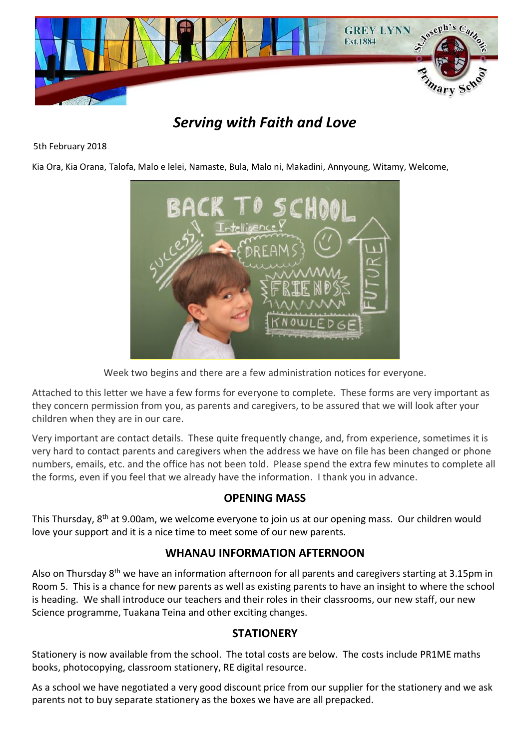# *Serving with Faith and Love*

5th February 2018

Kia Ora, Kia Orana, Talofa, Malo e lelei, Namaste, Bula, Malo ni, Makadini, Annyoung, Witamy, Welcome,

Week two begins and there are a few administration notices for everyone.

Attached to this letter we have a few forms for everyone to complete. These forms are very important as they concern permission from you, as parents and caregivers, to be assured that we will look after your children when they are in our care.

Very important are contact details. These quite frequently change, and, from experience, sometimes it is very hard to contact parents and caregivers when the address we have on file has been changed or phone numbers, emails, etc. and the office has not been told. Please spend the extra few minutes to complete all the forms, even if you feel that we already have the information. I thank you in advance.

## OPENING MASS

This Thursday, 8th at 9.00am, we welcome everyone to join us at our opening mass. Our children would love your support and it is a nice time to meet some of our new parents.

## WHANAU INFORMATION AFTERNOON

Also on Thursday 8th we have an information afternoon for all parents and caregivers starting at 3.15pm in Room 5. This is a chance for new parents as well as existing parents to have an insight to where the school is heading. We shall introduce our teachers and their roles in their classrooms, our new staff, our new Science programme, Tuakana Teina and other exciting changes.

## STATIONERY

Stationery is now available from the school. The total costs are below. The costs include PR1ME maths books, photocopying, classroom stationery, RE digital resource.

As a school we have negotiated a very good discount price from our supplier for the stationery and we ask parents not to buy separate stationery as the boxes we have are all prepacked.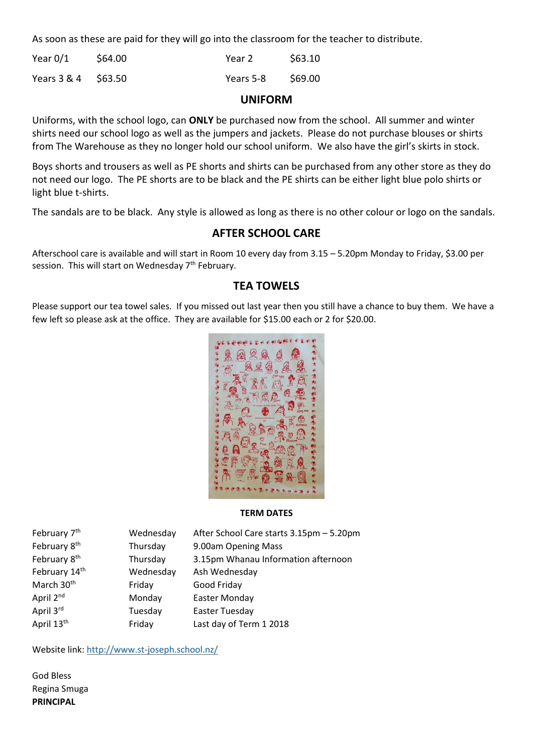As soon as these are paid for they will go into the classroom for the teacher to distribute.

| | | | |
|---|---|---|---|
| Year 0/1 | $64.00 | Year 2 | $63.10 |
| Years 3 & 4 | $63.50 | Years 5-8 | $69.00 |

## UNIFORM

Uniforms, with the school logo, can **ONLY** be purchased now from the school. All summer and winter shirts need our school logo as well as the jumpers and jackets. Please do not purchase blouses or shirts from The Warehouse as they no longer hold our school uniform. We also have the girl's skirts in stock.

Boys shorts and trousers as well as PE shorts and shirts can be purchased from any other store as they do not need our logo. The PE shorts are to be black and the PE shirts can be either light blue polo shirts or light blue t-shirts.

The sandals are to be black. Any style is allowed as long as there is no other colour or logo on the sandals.

## AFTER SCHOOL CARE

Afterschool care is available and will start in Room 10 every day from 3.15 – 5.20pm Monday to Friday, $3.00 per session. This will start on Wednesday 7th February.

## TEA TOWELS

Please support our tea towel sales. If you missed out last year then you still have a chance to buy them. We have a few left so please ask at the office. They are available for $15.00 each or 2 for $20.00.

**TERM DATES**

| | | |
|---|---|---|
| February 7th | Wednesday | After School Care starts 3.15pm – 5.20pm |
| February 8th | Thursday | 9.00am Opening Mass |
| February 8th | Thursday | 3.15pm Whanau Information afternoon |
| February 14th | Wednesday | Ash Wednesday |
| March 30th | Friday | Good Friday |
| April 2nd | Monday | Easter Monday |
| April 3rd | Tuesday | Easter Tuesday |
| April 13th | Friday | Last day of Term 1 2018 |

Website link: http://www.st-joseph.school.nz/

God Bless
Regina Smuga
**PRINCIPAL**